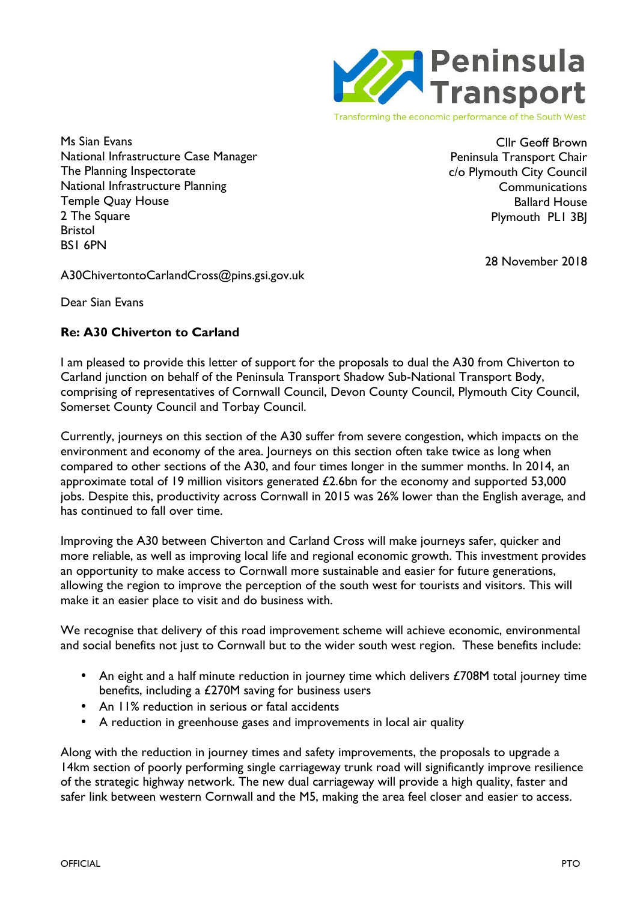Peninsula Transport

Transforming the economic performance of the South West

Ms Sian Evans
National Infrastructure Case Manager
The Planning Inspectorate
National Infrastructure Planning
Temple Quay House
2 The Square
Bristol
BS1 6PN

Cllr Geoff Brown
Peninsula Transport Chair
c/o Plymouth City Council
Communications
Ballard House
Plymouth PL1 3BJ

28 November 2018

A30ChivertontoCarlandCross@pins.gsi.gov.uk

Dear Sian Evans

**Re: A30 Chiverton to Carland**

I am pleased to provide this letter of support for the proposals to dual the A30 from Chiverton to Carland junction on behalf of the Peninsula Transport Shadow Sub-National Transport Body, comprising of representatives of Cornwall Council, Devon County Council, Plymouth City Council, Somerset County Council and Torbay Council.

Currently, journeys on this section of the A30 suffer from severe congestion, which impacts on the environment and economy of the area. Journeys on this section often take twice as long when compared to other sections of the A30, and four times longer in the summer months. In 2014, an approximate total of 19 million visitors generated £2.6bn for the economy and supported 53,000 jobs. Despite this, productivity across Cornwall in 2015 was 26% lower than the English average, and has continued to fall over time.

Improving the A30 between Chiverton and Carland Cross will make journeys safer, quicker and more reliable, as well as improving local life and regional economic growth. This investment provides an opportunity to make access to Cornwall more sustainable and easier for future generations, allowing the region to improve the perception of the south west for tourists and visitors. This will make it an easier place to visit and do business with.

We recognise that delivery of this road improvement scheme will achieve economic, environmental and social benefits not just to Cornwall but to the wider south west region. These benefits include:

- An eight and a half minute reduction in journey time which delivers £708M total journey time benefits, including a £270M saving for business users
- An 11% reduction in serious or fatal accidents
- A reduction in greenhouse gases and improvements in local air quality

Along with the reduction in journey times and safety improvements, the proposals to upgrade a 14km section of poorly performing single carriageway trunk road will significantly improve resilience of the strategic highway network. The new dual carriageway will provide a high quality, faster and safer link between western Cornwall and the M5, making the area feel closer and easier to access.

OFFICIAL PTO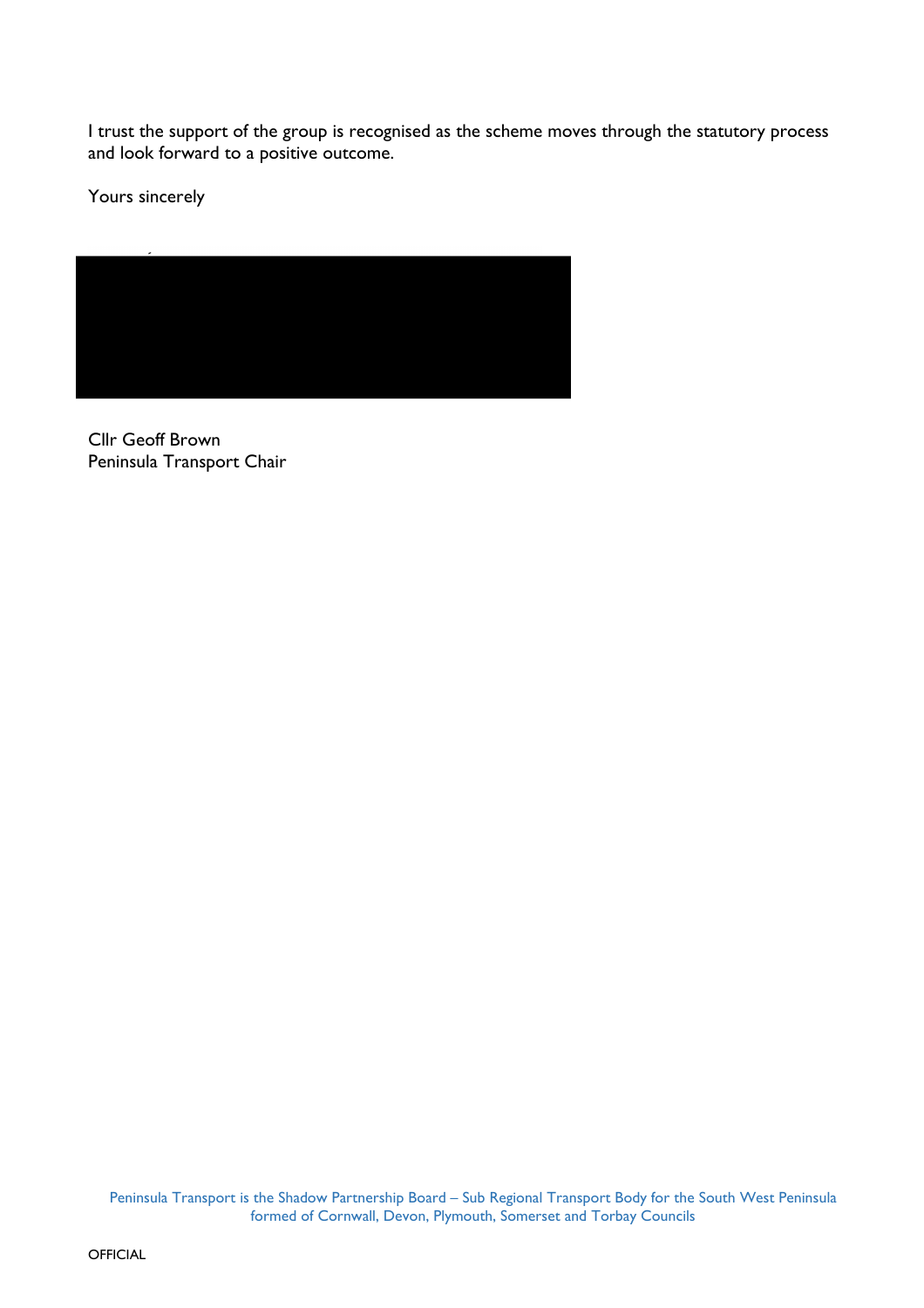I trust the support of the group is recognised as the scheme moves through the statutory process and look forward to a positive outcome.

Yours sincerely

Cllr Geoff Brown
Peninsula Transport Chair

Peninsula Transport is the Shadow Partnership Board – Sub Regional Transport Body for the South West Peninsula formed of Cornwall, Devon, Plymouth, Somerset and Torbay Councils

OFFICIAL